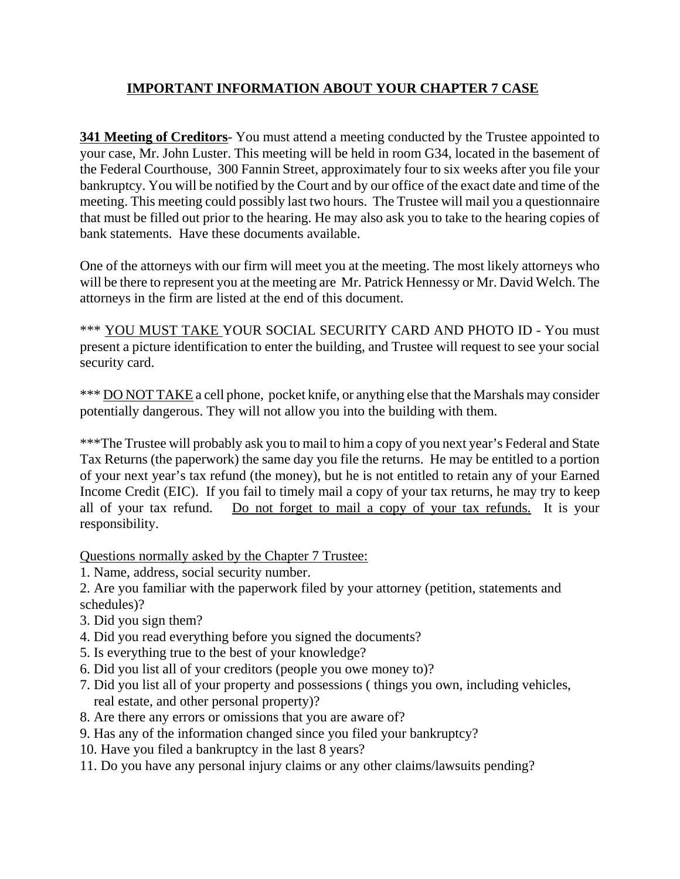# IMPORTANT INFORMATION ABOUT YOUR CHAPTER 7 CASE

**341 Meeting of Creditors**- You must attend a meeting conducted by the Trustee appointed to your case, Mr. John Luster. This meeting will be held in room G34, located in the basement of the Federal Courthouse, 300 Fannin Street, approximately four to six weeks after you file your bankruptcy. You will be notified by the Court and by our office of the exact date and time of the meeting. This meeting could possibly last two hours. The Trustee will mail you a questionnaire that must be filled out prior to the hearing. He may also ask you to take to the hearing copies of bank statements. Have these documents available.

One of the attorneys with our firm will meet you at the meeting. The most likely attorneys who will be there to represent you at the meeting are Mr. Patrick Hennessy or Mr. David Welch. The attorneys in the firm are listed at the end of this document.

*** YOU MUST TAKE YOUR SOCIAL SECURITY CARD AND PHOTO ID - You must present a picture identification to enter the building, and Trustee will request to see your social security card.

*** DO NOT TAKE a cell phone, pocket knife, or anything else that the Marshals may consider potentially dangerous. They will not allow you into the building with them.

***The Trustee will probably ask you to mail to him a copy of you next year's Federal and State Tax Returns (the paperwork) the same day you file the returns. He may be entitled to a portion of your next year's tax refund (the money), but he is not entitled to retain any of your Earned Income Credit (EIC). If you fail to timely mail a copy of your tax returns, he may try to keep all of your tax refund. Do not forget to mail a copy of your tax refunds. It is your responsibility.

Questions normally asked by the Chapter 7 Trustee:

1. Name, address, social security number.
2. Are you familiar with the paperwork filed by your attorney (petition, statements and schedules)?
3. Did you sign them?
4. Did you read everything before you signed the documents?
5. Is everything true to the best of your knowledge?
6. Did you list all of your creditors (people you owe money to)?
7. Did you list all of your property and possessions ( things you own, including vehicles, real estate, and other personal property)?
8. Are there any errors or omissions that you are aware of?
9. Has any of the information changed since you filed your bankruptcy?
10. Have you filed a bankruptcy in the last 8 years?
11. Do you have any personal injury claims or any other claims/lawsuits pending?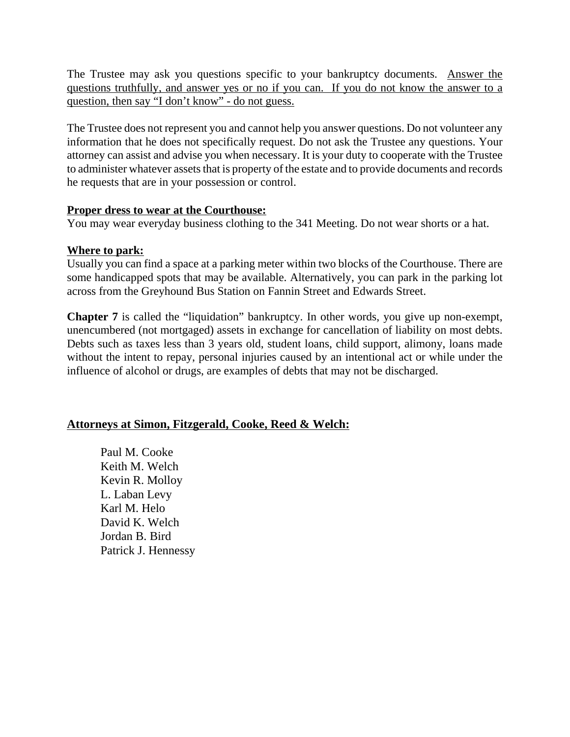The Trustee may ask you questions specific to your bankruptcy documents. <u>Answer the questions truthfully, and answer yes or no if you can. If you do not know the answer to a question, then say "I don't know" - do not guess.</u>

The Trustee does not represent you and cannot help you answer questions. Do not volunteer any information that he does not specifically request. Do not ask the Trustee any questions. Your attorney can assist and advise you when necessary. It is your duty to cooperate with the Trustee to administer whatever assets that is property of the estate and to provide documents and records he requests that are in your possession or control.

**<u>Proper dress to wear at the Courthouse:</u>**
You may wear everyday business clothing to the 341 Meeting. Do not wear shorts or a hat.

**<u>Where to park:</u>**
Usually you can find a space at a parking meter within two blocks of the Courthouse. There are some handicapped spots that may be available. Alternatively, you can park in the parking lot across from the Greyhound Bus Station on Fannin Street and Edwards Street.

**Chapter 7** is called the "liquidation" bankruptcy. In other words, you give up non-exempt, unencumbered (not mortgaged) assets in exchange for cancellation of liability on most debts. Debts such as taxes less than 3 years old, student loans, child support, alimony, loans made without the intent to repay, personal injuries caused by an intentional act or while under the influence of alcohol or drugs, are examples of debts that may not be discharged.

## <u>Attorneys at Simon, Fitzgerald, Cooke, Reed & Welch:</u>

Paul M. Cooke
Keith M. Welch
Kevin R. Molloy
L. Laban Levy
Karl M. Helo
David K. Welch
Jordan B. Bird
Patrick J. Hennessy